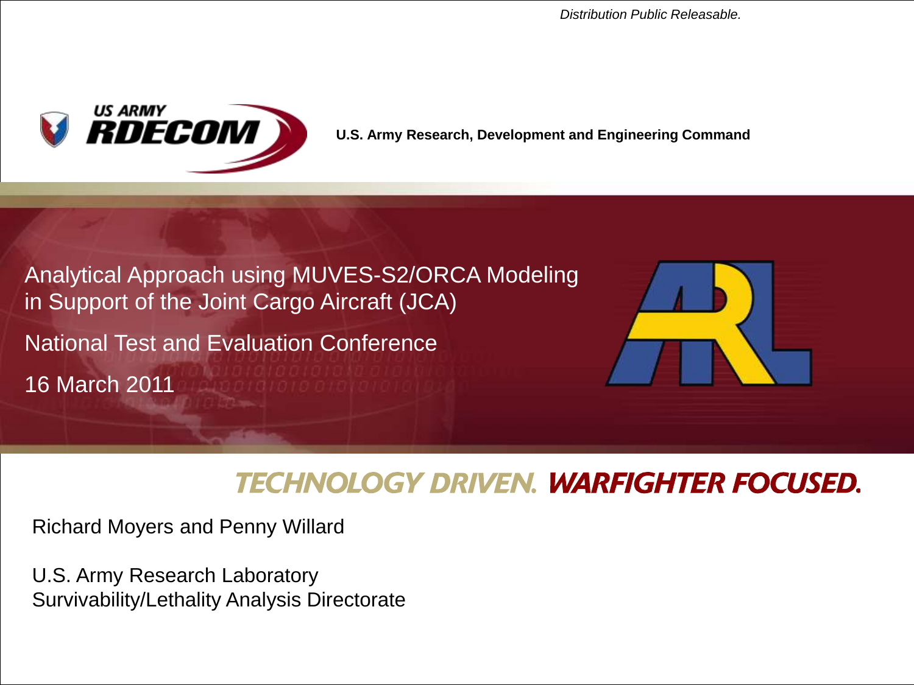*Distribution Public Releasable.*

US ARMY RDECOM

**U.S. Army Research, Development and Engineering Command**

# Analytical Approach using MUVES-S2/ORCA Modeling in Support of the Joint Cargo Aircraft (JCA)

National Test and Evaluation Conference

16 March 2011

**TECHNOLOGY DRIVEN. WARFIGHTER FOCUSED.**

Richard Moyers and Penny Willard

U.S. Army Research Laboratory
Survivability/Lethality Analysis Directorate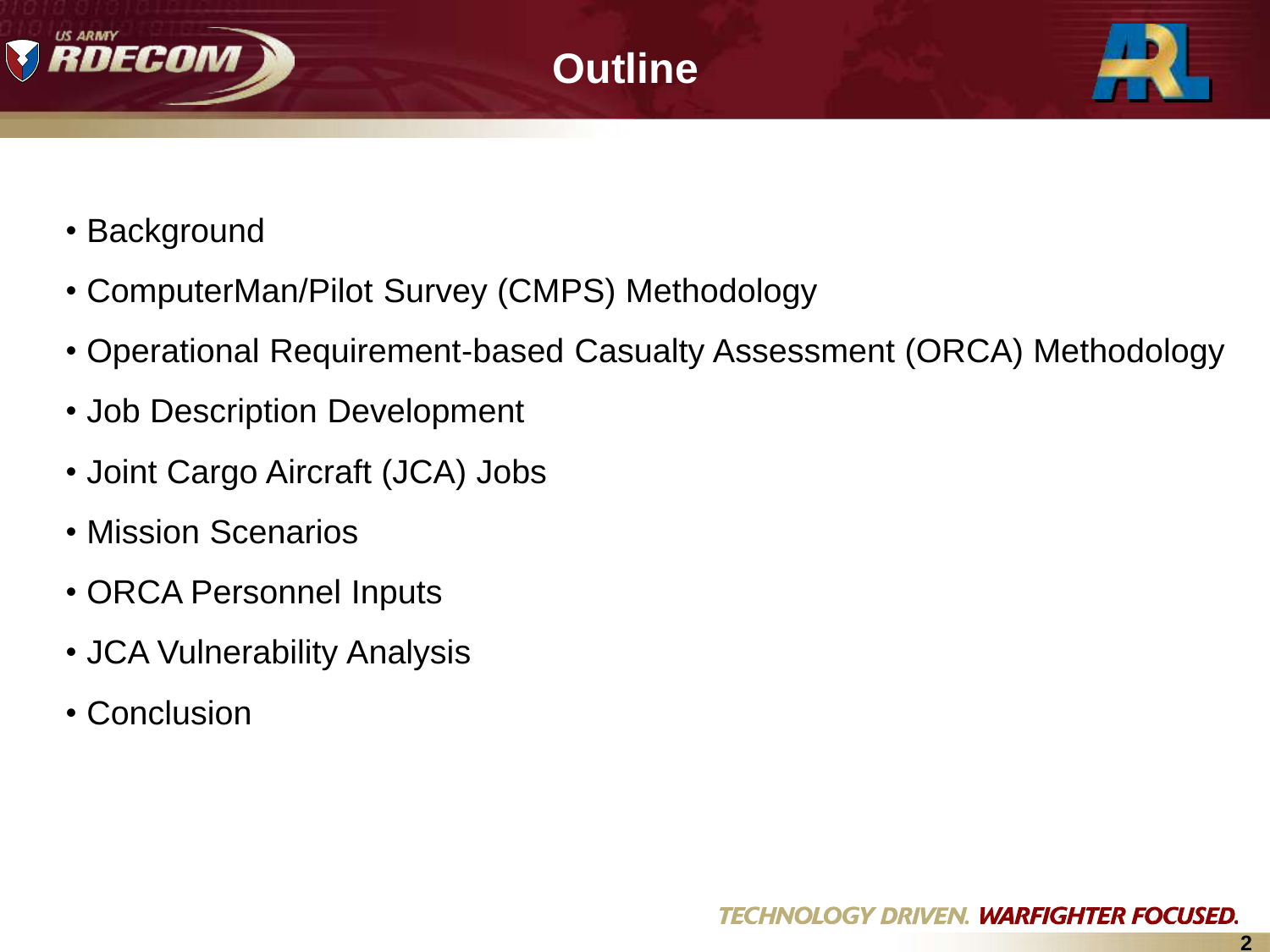# Outline

- Background
- ComputerMan/Pilot Survey (CMPS) Methodology
- Operational Requirement-based Casualty Assessment (ORCA) Methodology
- Job Description Development
- Joint Cargo Aircraft (JCA) Jobs
- Mission Scenarios
- ORCA Personnel Inputs
- JCA Vulnerability Analysis
- Conclusion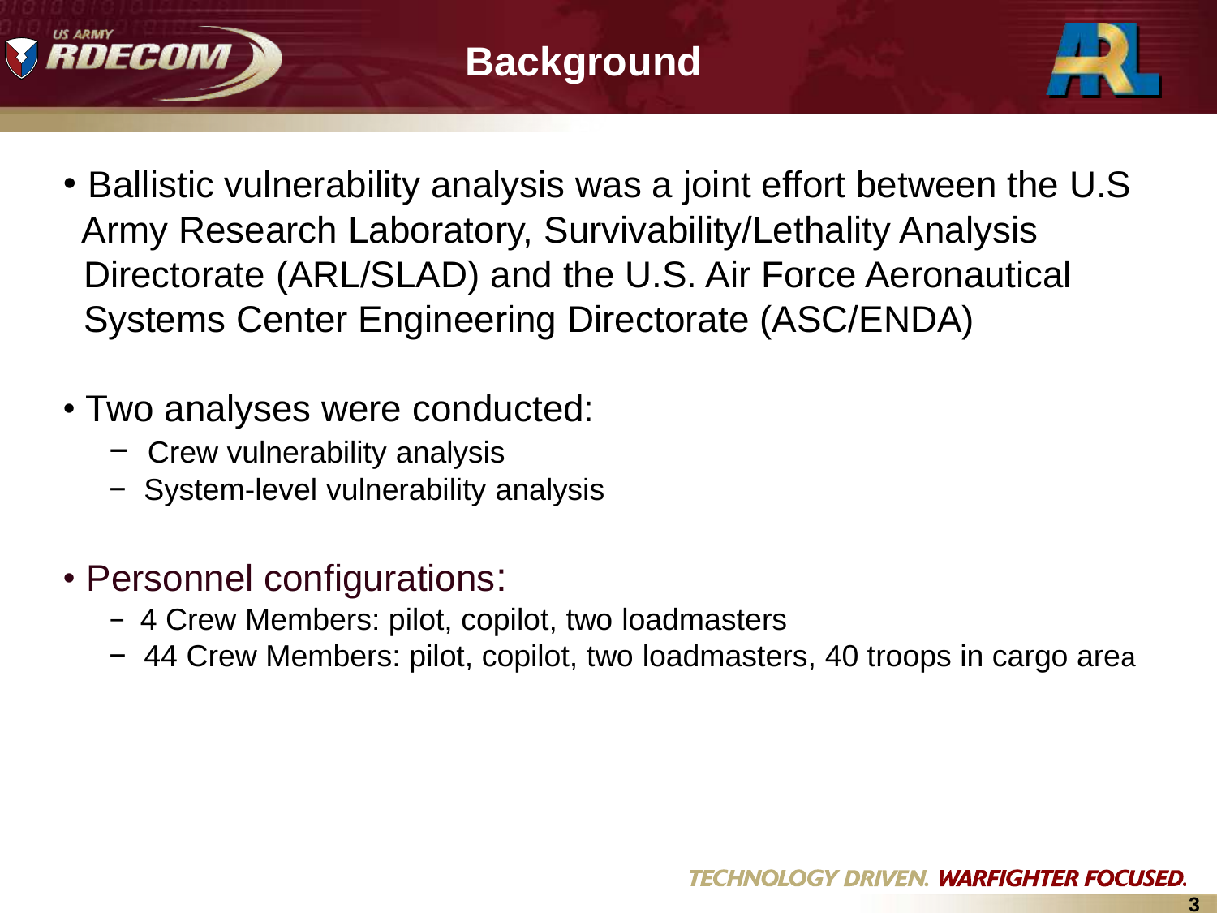# Background

- Ballistic vulnerability analysis was a joint effort between the U.S Army Research Laboratory, Survivability/Lethality Analysis Directorate (ARL/SLAD) and the U.S. Air Force Aeronautical Systems Center Engineering Directorate (ASC/ENDA)

- Two analyses were conducted:
  - Crew vulnerability analysis
  - System-level vulnerability analysis

- Personnel configurations:
  - 4 Crew Members: pilot, copilot, two loadmasters
  - 44 Crew Members: pilot, copilot, two loadmasters, 40 troops in cargo area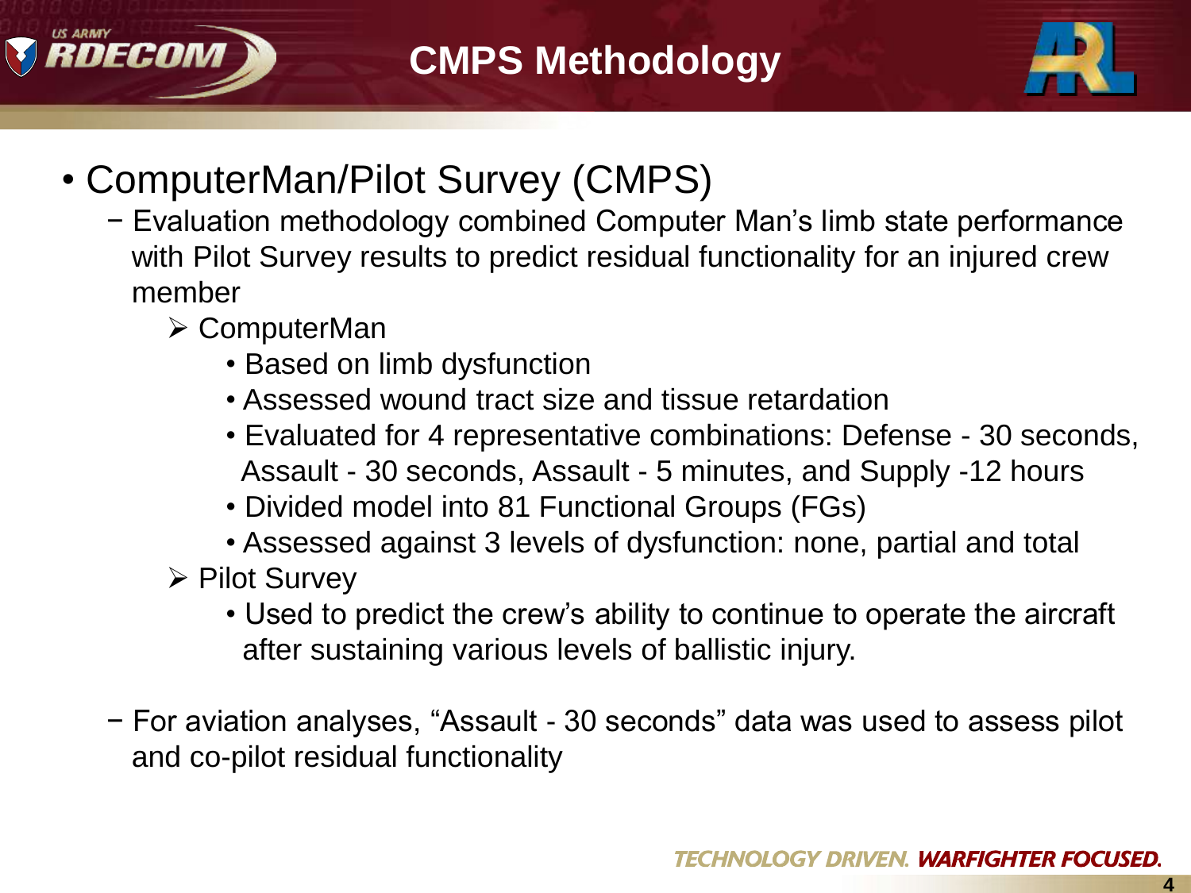# CMPS Methodology

- ComputerMan/Pilot Survey (CMPS)
  - Evaluation methodology combined Computer Man's limb state performance with Pilot Survey results to predict residual functionality for an injured crew member
    - ComputerMan
      - Based on limb dysfunction
      - Assessed wound tract size and tissue retardation
      - Evaluated for 4 representative combinations: Defense - 30 seconds, Assault - 30 seconds, Assault - 5 minutes, and Supply -12 hours
      - Divided model into 81 Functional Groups (FGs)
      - Assessed against 3 levels of dysfunction: none, partial and total
    - Pilot Survey
      - Used to predict the crew's ability to continue to operate the aircraft after sustaining various levels of ballistic injury.
  - For aviation analyses, "Assault - 30 seconds" data was used to assess pilot and co-pilot residual functionality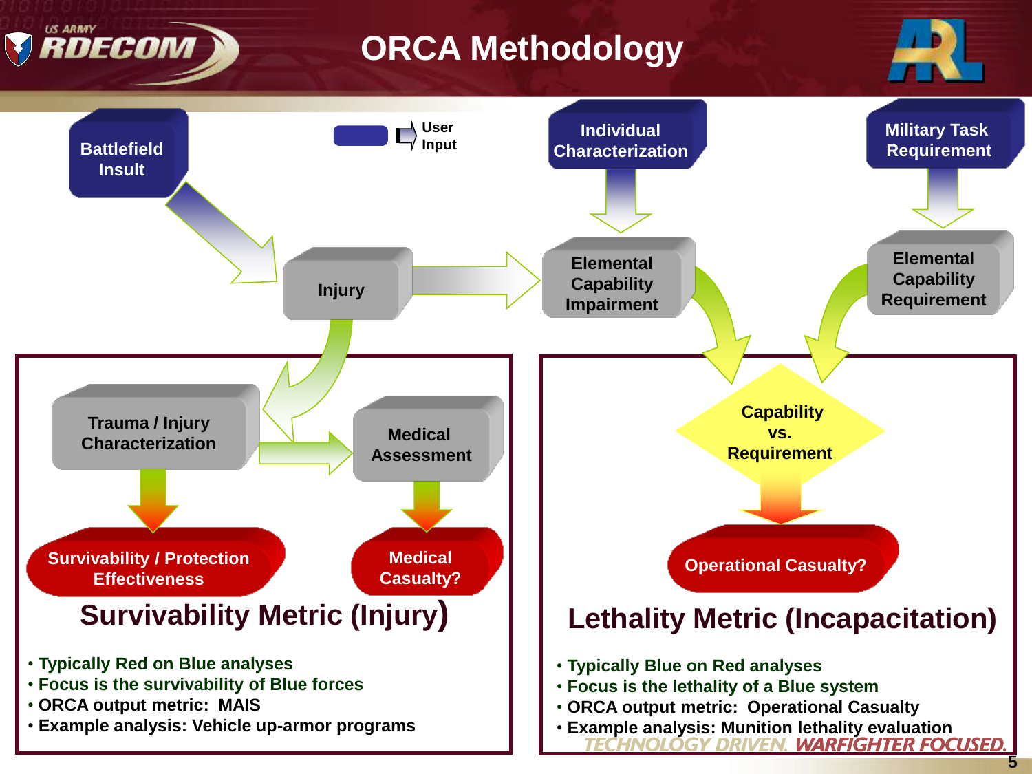# ORCA Methodology

Battlefield Insult

User Input

Individual Characterization

Military Task Requirement

Injury

Elemental Capability Impairment

Elemental Capability Requirement

Trauma / Injury Characterization

Medical Assessment

Capability vs. Requirement

Survivability / Protection Effectiveness

Medical Casualty?

Operational Casualty?

## Survivability Metric (Injury)

- Typically Red on Blue analyses
- Focus is the survivability of Blue forces
- ORCA output metric: MAIS
- Example analysis: Vehicle up-armor programs

## Lethality Metric (Incapacitation)

- Typically Blue on Red analyses
- Focus is the lethality of a Blue system
- ORCA output metric: Operational Casualty
- Example analysis: Munition lethality evaluation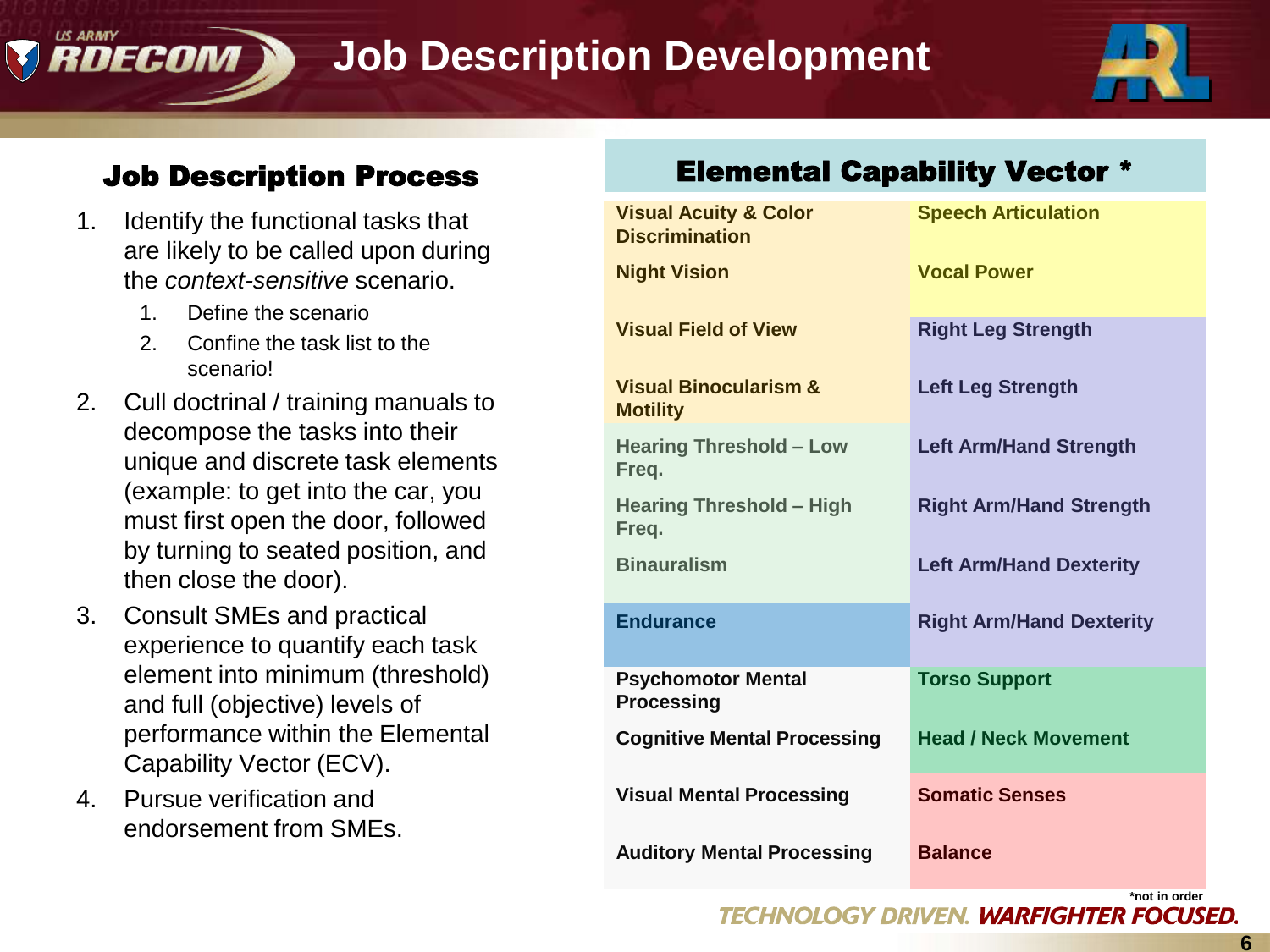# Job Description Development

## Job Description Process

1. Identify the functional tasks that are likely to be called upon during the *context-sensitive* scenario.
   1. Define the scenario
   2. Confine the task list to the scenario!
2. Cull doctrinal / training manuals to decompose the tasks into their unique and discrete task elements (example: to get into the car, you must first open the door, followed by turning to seated position, and then close the door).
3. Consult SMEs and practical experience to quantify each task element into minimum (threshold) and full (objective) levels of performance within the Elemental Capability Vector (ECV).
4. Pursue verification and endorsement from SMEs.

## Elemental Capability Vector *

| | |
|---|---|
| Visual Acuity & Color Discrimination | Speech Articulation |
| Night Vision | Vocal Power |
| Visual Field of View | Right Leg Strength |
| Visual Binocularism & Motility | Left Leg Strength |
| Hearing Threshold – Low Freq. | Left Arm/Hand Strength |
| Hearing Threshold – High Freq. | Right Arm/Hand Strength |
| Binauralism | Left Arm/Hand Dexterity |
| Endurance | Right Arm/Hand Dexterity |
| Psychomotor Mental Processing | Torso Support |
| Cognitive Mental Processing | Head / Neck Movement |
| Visual Mental Processing | Somatic Senses |
| Auditory Mental Processing | Balance |

*not in order

TECHNOLOGY DRIVEN. WARFIGHTER FOCUSED.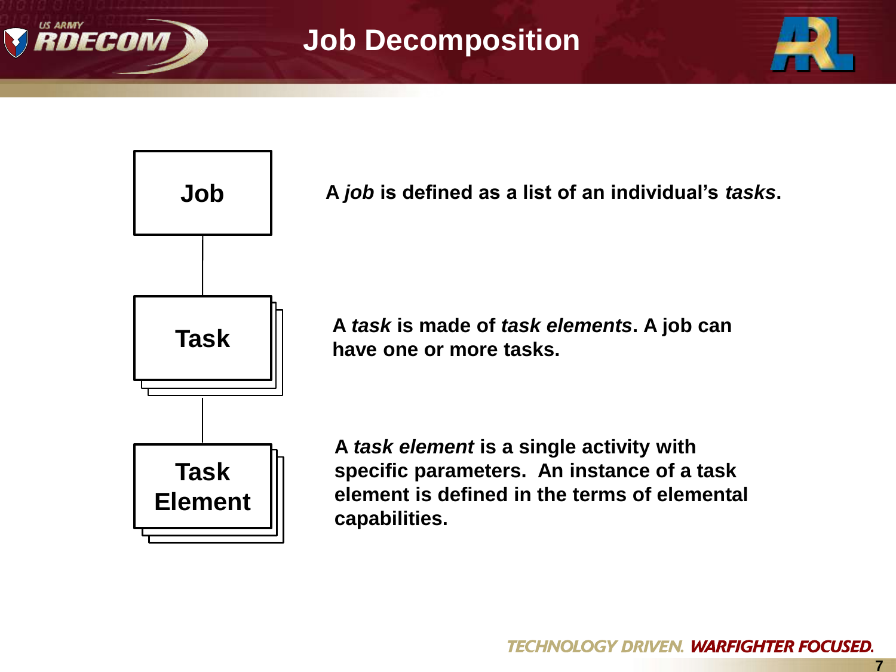# Job Decomposition

**Job**

**A *job* is defined as a list of an individual's *tasks*.**

**Task**

**A *task* is made of *task elements*. A job can have one or more tasks.**

**Task Element**

**A *task element* is a single activity with specific parameters. An instance of a task element is defined in the terms of elemental capabilities.**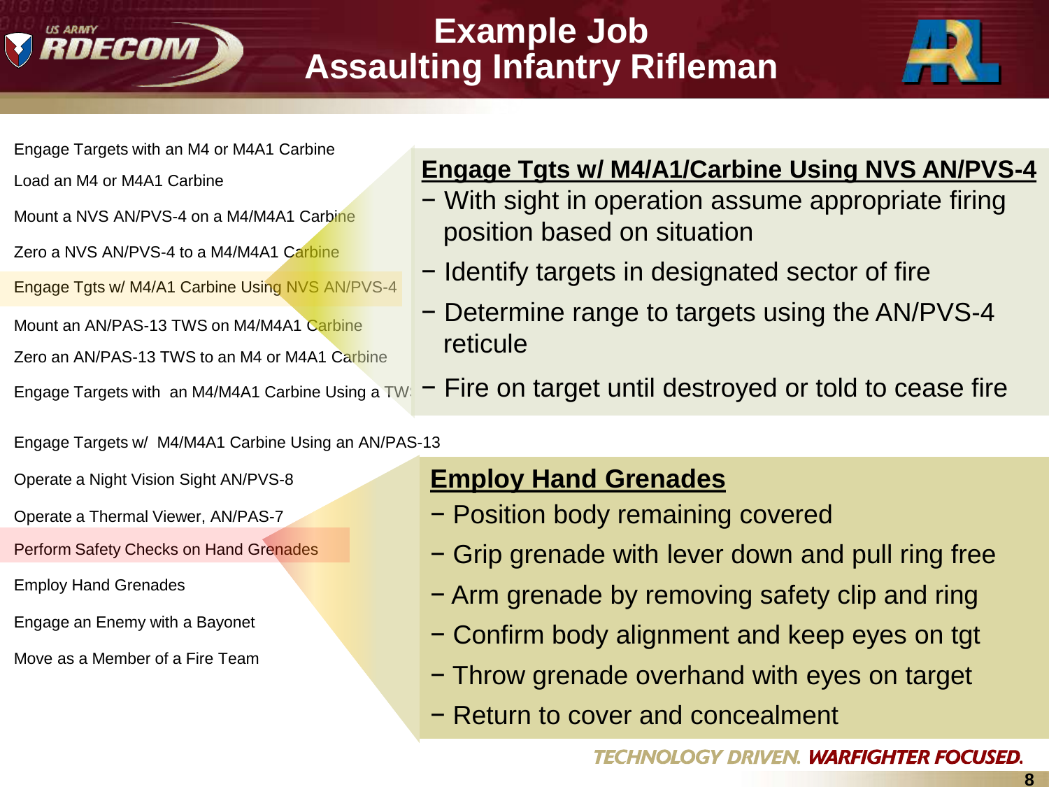# Example Job
## Assaulting Infantry Rifleman

- Engage Targets with an M4 or M4A1 Carbine
- Load an M4 or M4A1 Carbine
- Mount a NVS AN/PVS-4 on a M4/M4A1 Carbine
- Zero a NVS AN/PVS-4 to a M4/M4A1 Carbine
- Engage Tgts w/ M4/A1 Carbine Using NVS AN/PVS-4
- Mount an AN/PAS-13 TWS on M4/M4A1 Carbine
- Zero an AN/PAS-13 TWS to an M4 or M4A1 Carbine
- Engage Targets with an M4/M4A1 Carbine Using a TWS
- Engage Targets w/ M4/M4A1 Carbine Using an AN/PAS-13
- Operate a Night Vision Sight AN/PVS-8
- Operate a Thermal Viewer, AN/PAS-7
- Perform Safety Checks on Hand Grenades
- Employ Hand Grenades
- Engage an Enemy with a Bayonet
- Move as a Member of a Fire Team

### Engage Tgts w/ M4/A1/Carbine Using NVS AN/PVS-4

- With sight in operation assume appropriate firing position based on situation
- Identify targets in designated sector of fire
- Determine range to targets using the AN/PVS-4 reticule
- Fire on target until destroyed or told to cease fire

### Employ Hand Grenades

- Position body remaining covered
- Grip grenade with lever down and pull ring free
- Arm grenade by removing safety clip and ring
- Confirm body alignment and keep eyes on tgt
- Throw grenade overhand with eyes on target
- Return to cover and concealment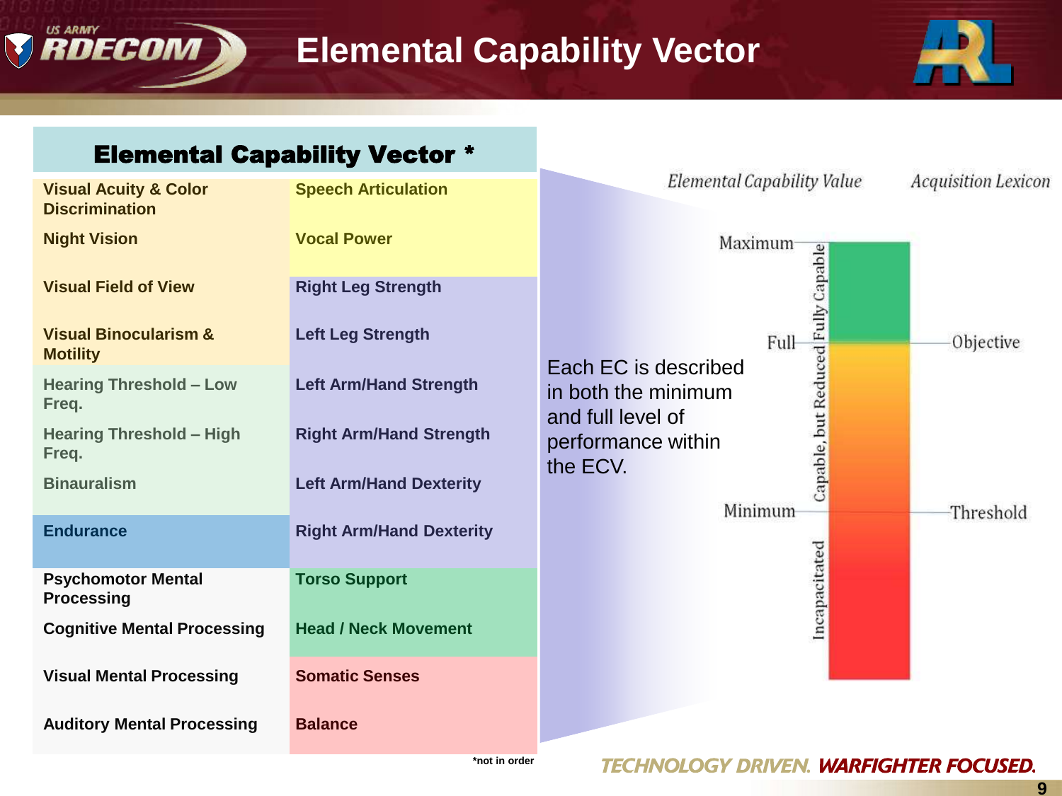# Elemental Capability Vector

| Elemental Capability Vector * | |
|---|---|
| Visual Acuity & Color Discrimination | Speech Articulation |
| Night Vision | Vocal Power |
| Visual Field of View | Right Leg Strength |
| Visual Binocularism & Motility | Left Leg Strength |
| Hearing Threshold – Low Freq. | Left Arm/Hand Strength |
| Hearing Threshold – High Freq. | Right Arm/Hand Strength |
| Binauralism | Left Arm/Hand Dexterity |
| Endurance | Right Arm/Hand Dexterity |
| Psychomotor Mental Processing | Torso Support |
| Cognitive Mental Processing | Head / Neck Movement |
| Visual Mental Processing | Somatic Senses |
| Auditory Mental Processing | Balance |

*not in order

Each EC is described in both the minimum and full level of performance within the ECV.

| *Elemental Capability Value* | | *Acquisition Lexicon* |
|---|---|---|
| Maximum | Fully Capable | |
| Full | | Objective |
| | Capable, but Reduced | |
| Minimum | | Threshold |
| | Incapacitated | |

TECHNOLOGY DRIVEN. WARFIGHTER FOCUSED.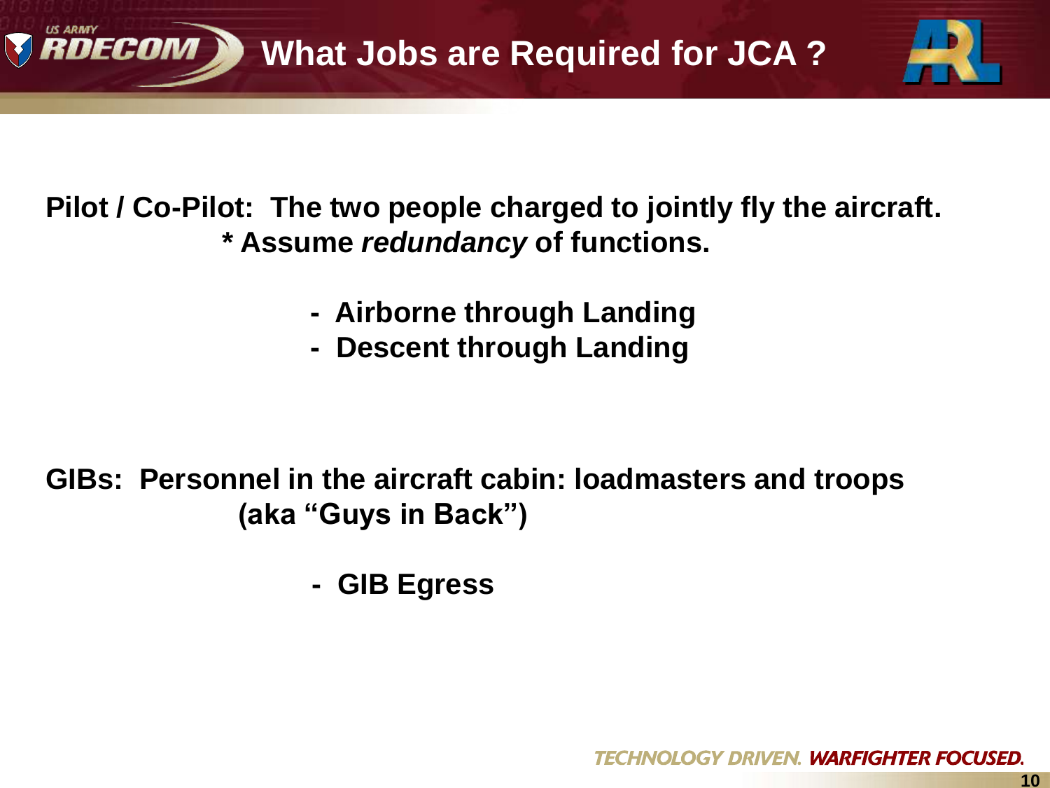# What Jobs are Required for JCA ?

**Pilot / Co-Pilot: The two people charged to jointly fly the aircraft.**
**\* Assume *redundancy* of functions.**

- **Airborne through Landing**
- **Descent through Landing**

**GIBs: Personnel in the aircraft cabin: loadmasters and troops (aka "Guys in Back")**

- **GIB Egress**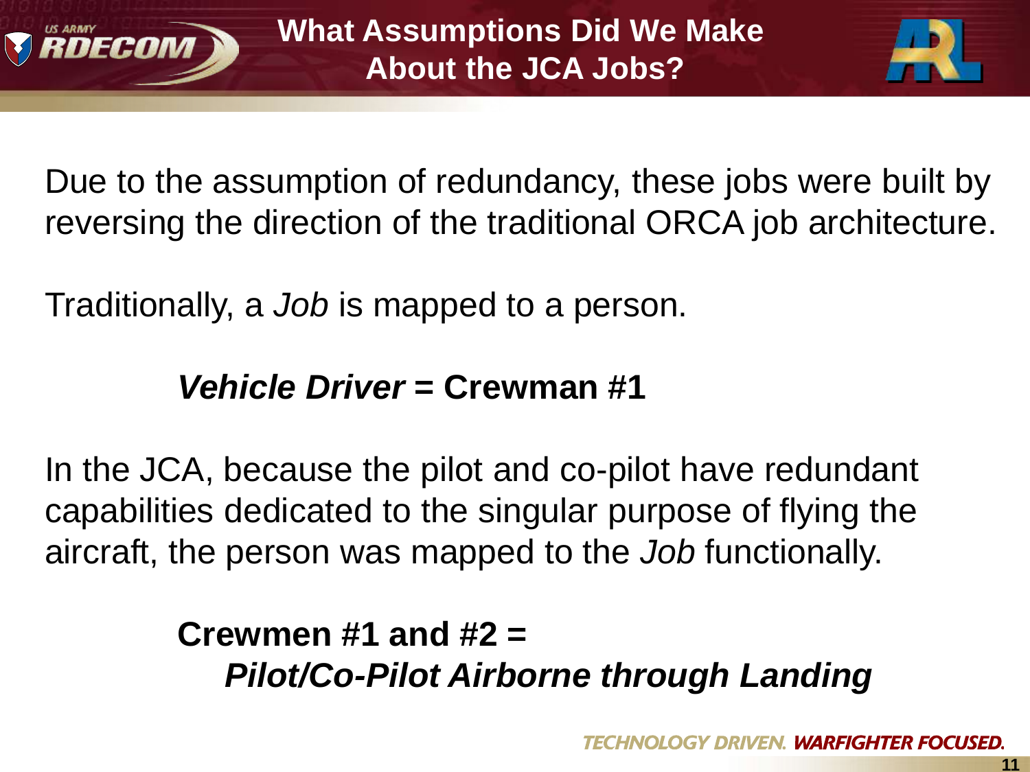# What Assumptions Did We Make About the JCA Jobs?

Due to the assumption of redundancy, these jobs were built by reversing the direction of the traditional ORCA job architecture.

Traditionally, a *Job* is mapped to a person.

***Vehicle Driver* = Crewman #1**

In the JCA, because the pilot and co-pilot have redundant capabilities dedicated to the singular purpose of flying the aircraft, the person was mapped to the *Job* functionally.

**Crewmen #1 and #2 =**
***Pilot/Co-Pilot Airborne through Landing***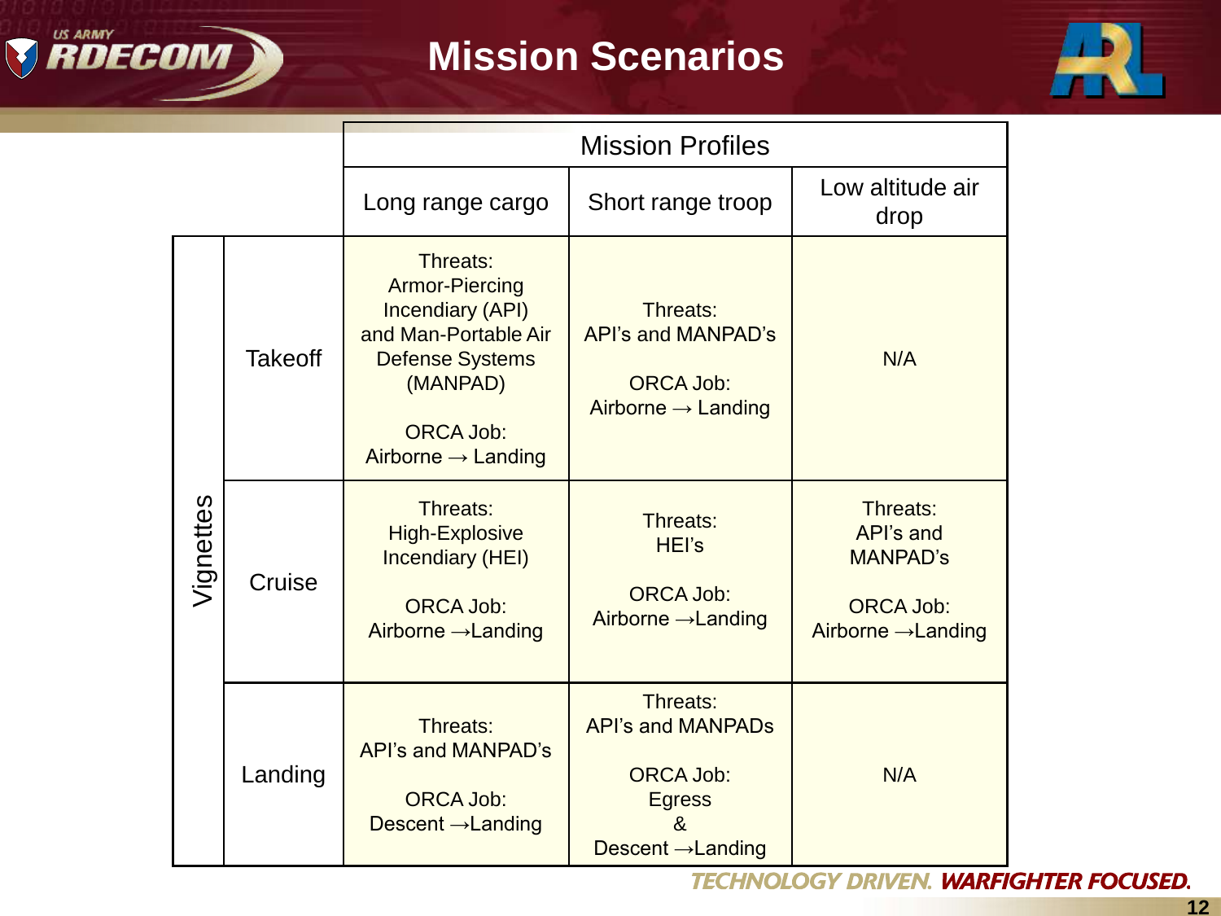# Mission Scenarios

| | | Mission Profiles | | |
|---|---|---|---|---|
| | | Long range cargo | Short range troop | Low altitude air drop |
| Vignettes | Takeoff | Threats: Armor-Piercing Incendiary (API) and Man-Portable Air Defense Systems (MANPAD)<br><br>ORCA Job: Airborne → Landing | Threats: API's and MANPAD's<br><br>ORCA Job: Airborne → Landing | N/A |
| | Cruise | Threats: High-Explosive Incendiary (HEI)<br><br>ORCA Job: Airborne →Landing | Threats: HEI's<br><br>ORCA Job: Airborne →Landing | Threats: API's and MANPAD's<br><br>ORCA Job: Airborne →Landing |
| | Landing | Threats: API's and MANPAD's<br><br>ORCA Job: Descent →Landing | Threats: API's and MANPADs<br><br>ORCA Job: Egress & Descent →Landing | N/A |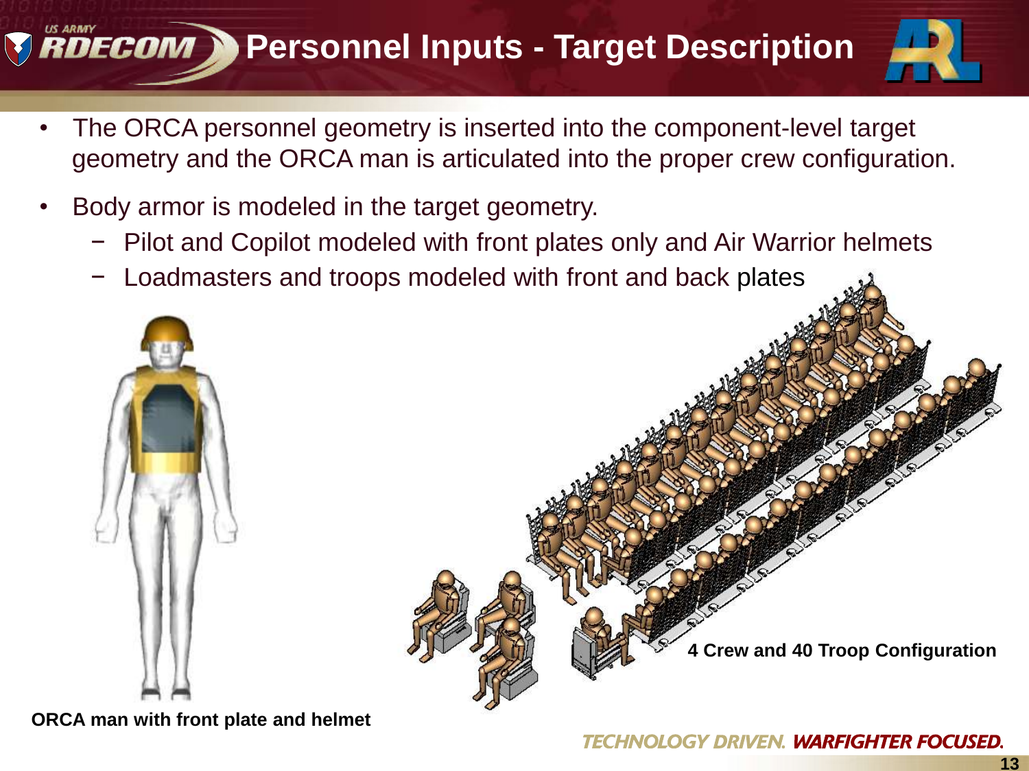# Personnel Inputs - Target Description

- The ORCA personnel geometry is inserted into the component-level target geometry and the ORCA man is articulated into the proper crew configuration.
- Body armor is modeled in the target geometry.
  - Pilot and Copilot modeled with front plates only and Air Warrior helmets
  - Loadmasters and troops modeled with front and back plates

ORCA man with front plate and helmet

4 Crew and 40 Troop Configuration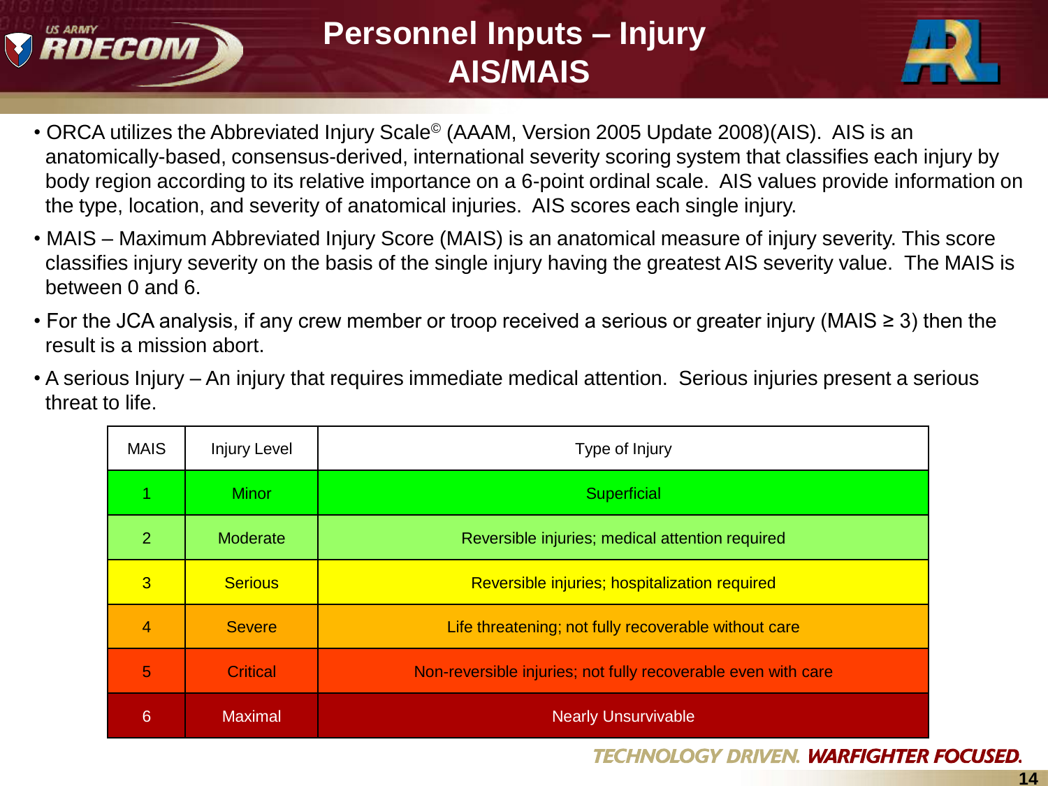# Personnel Inputs – Injury AIS/MAIS

- ORCA utilizes the Abbreviated Injury Scale© (AAAM, Version 2005 Update 2008)(AIS). AIS is an anatomically-based, consensus-derived, international severity scoring system that classifies each injury by body region according to its relative importance on a 6-point ordinal scale. AIS values provide information on the type, location, and severity of anatomical injuries. AIS scores each single injury.
- MAIS – Maximum Abbreviated Injury Score (MAIS) is an anatomical measure of injury severity. This score classifies injury severity on the basis of the single injury having the greatest AIS severity value. The MAIS is between 0 and 6.
- For the JCA analysis, if any crew member or troop received a serious or greater injury (MAIS ≥ 3) then the result is a mission abort.
- A serious Injury – An injury that requires immediate medical attention. Serious injuries present a serious threat to life.

| MAIS | Injury Level | Type of Injury |
|---|---|---|
| 1 | Minor | Superficial |
| 2 | Moderate | Reversible injuries; medical attention required |
| 3 | Serious | Reversible injuries; hospitalization required |
| 4 | Severe | Life threatening; not fully recoverable without care |
| 5 | Critical | Non-reversible injuries; not fully recoverable even with care |
| 6 | Maximal | Nearly Unsurvivable |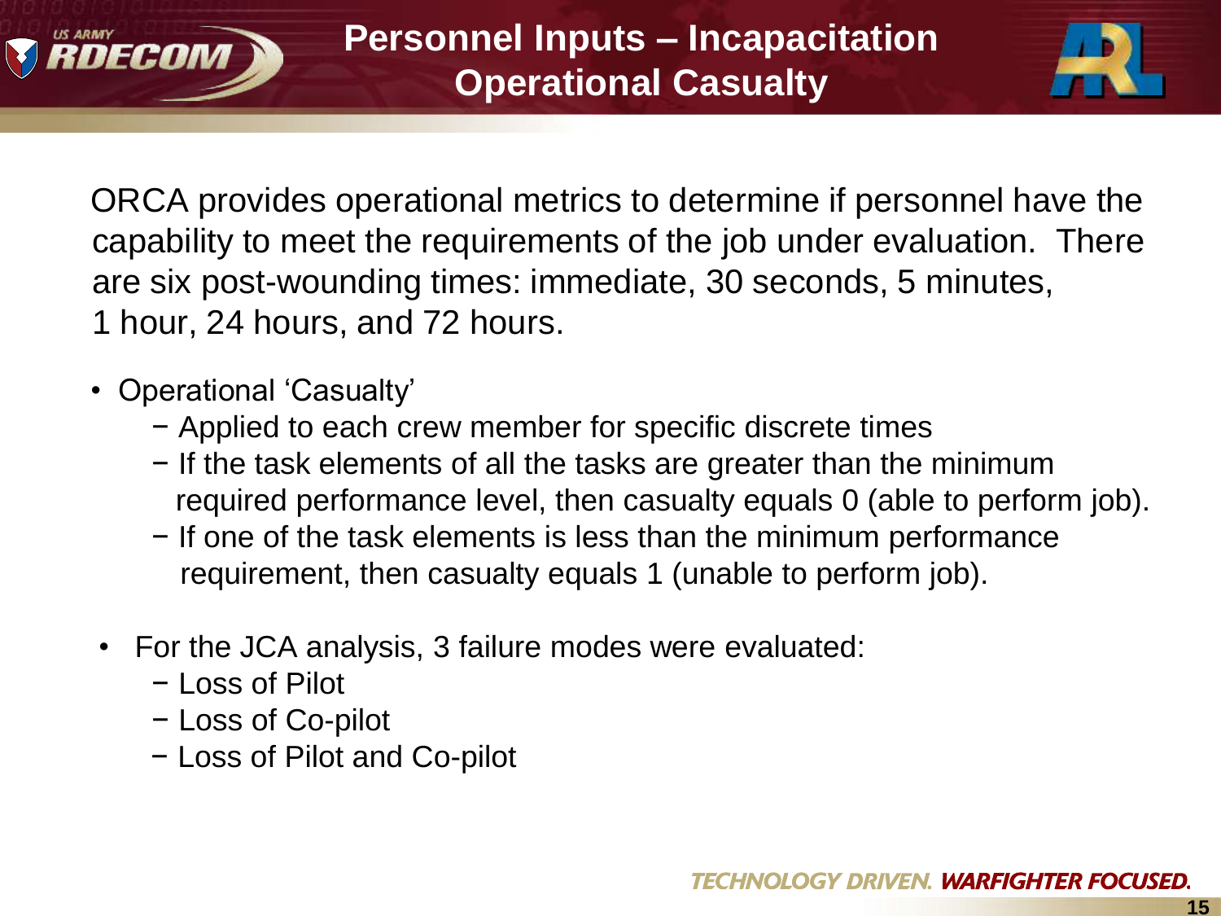# Personnel Inputs – Incapacitation Operational Casualty

ORCA provides operational metrics to determine if personnel have the capability to meet the requirements of the job under evaluation. There are six post-wounding times: immediate, 30 seconds, 5 minutes, 1 hour, 24 hours, and 72 hours.

- Operational 'Casualty'
  - Applied to each crew member for specific discrete times
  - If the task elements of all the tasks are greater than the minimum required performance level, then casualty equals 0 (able to perform job).
  - If one of the task elements is less than the minimum performance requirement, then casualty equals 1 (unable to perform job).

- For the JCA analysis, 3 failure modes were evaluated:
  - Loss of Pilot
  - Loss of Co-pilot
  - Loss of Pilot and Co-pilot

TECHNOLOGY DRIVEN. WARFIGHTER FOCUSED.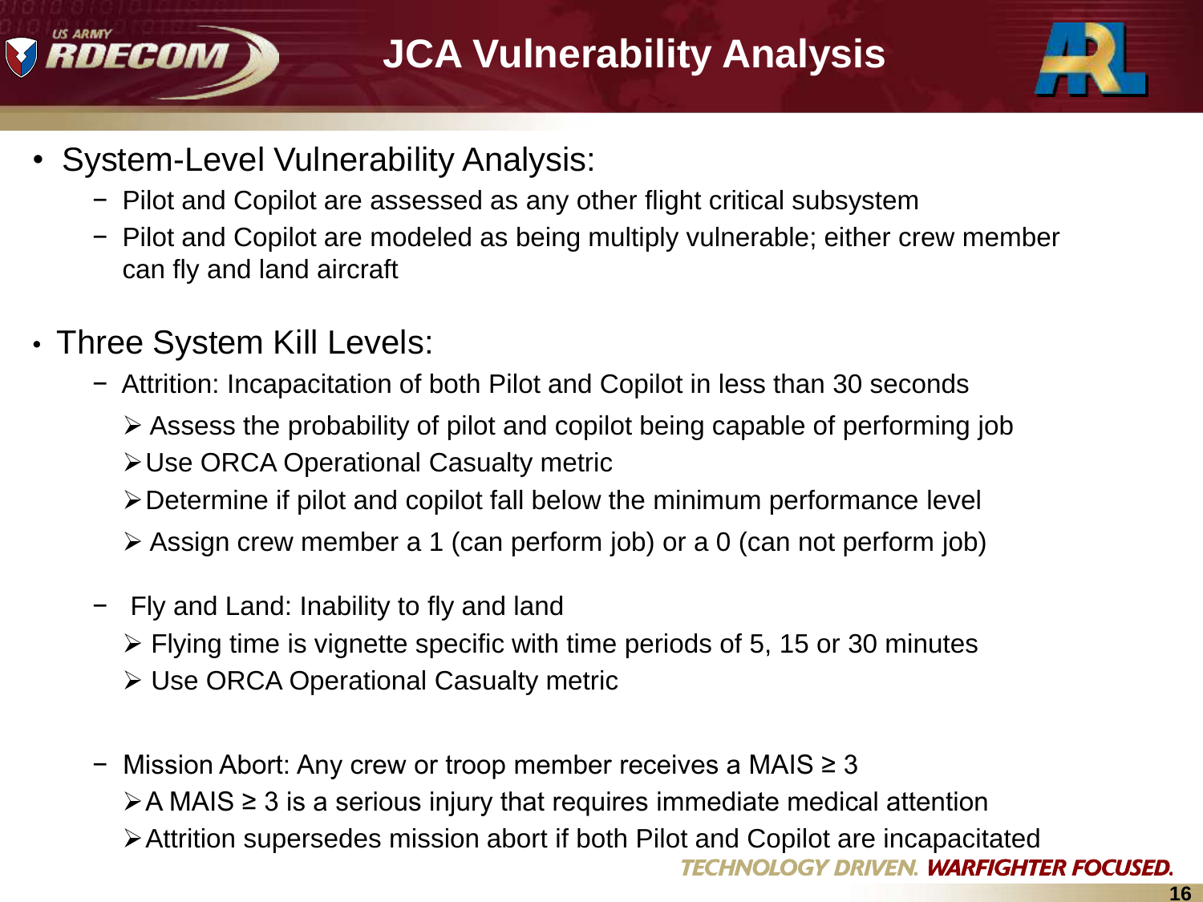# JCA Vulnerability Analysis

- System-Level Vulnerability Analysis:
  - Pilot and Copilot are assessed as any other flight critical subsystem
  - Pilot and Copilot are modeled as being multiply vulnerable; either crew member can fly and land aircraft

- Three System Kill Levels:
  - Attrition: Incapacitation of both Pilot and Copilot in less than 30 seconds
    - Assess the probability of pilot and copilot being capable of performing job
    - Use ORCA Operational Casualty metric
    - Determine if pilot and copilot fall below the minimum performance level
    - Assign crew member a 1 (can perform job) or a 0 (can not perform job)
  - Fly and Land: Inability to fly and land
    - Flying time is vignette specific with time periods of 5, 15 or 30 minutes
    - Use ORCA Operational Casualty metric
  - Mission Abort: Any crew or troop member receives a MAIS ≥ 3
    - A MAIS ≥ 3 is a serious injury that requires immediate medical attention
    - Attrition supersedes mission abort if both Pilot and Copilot are incapacitated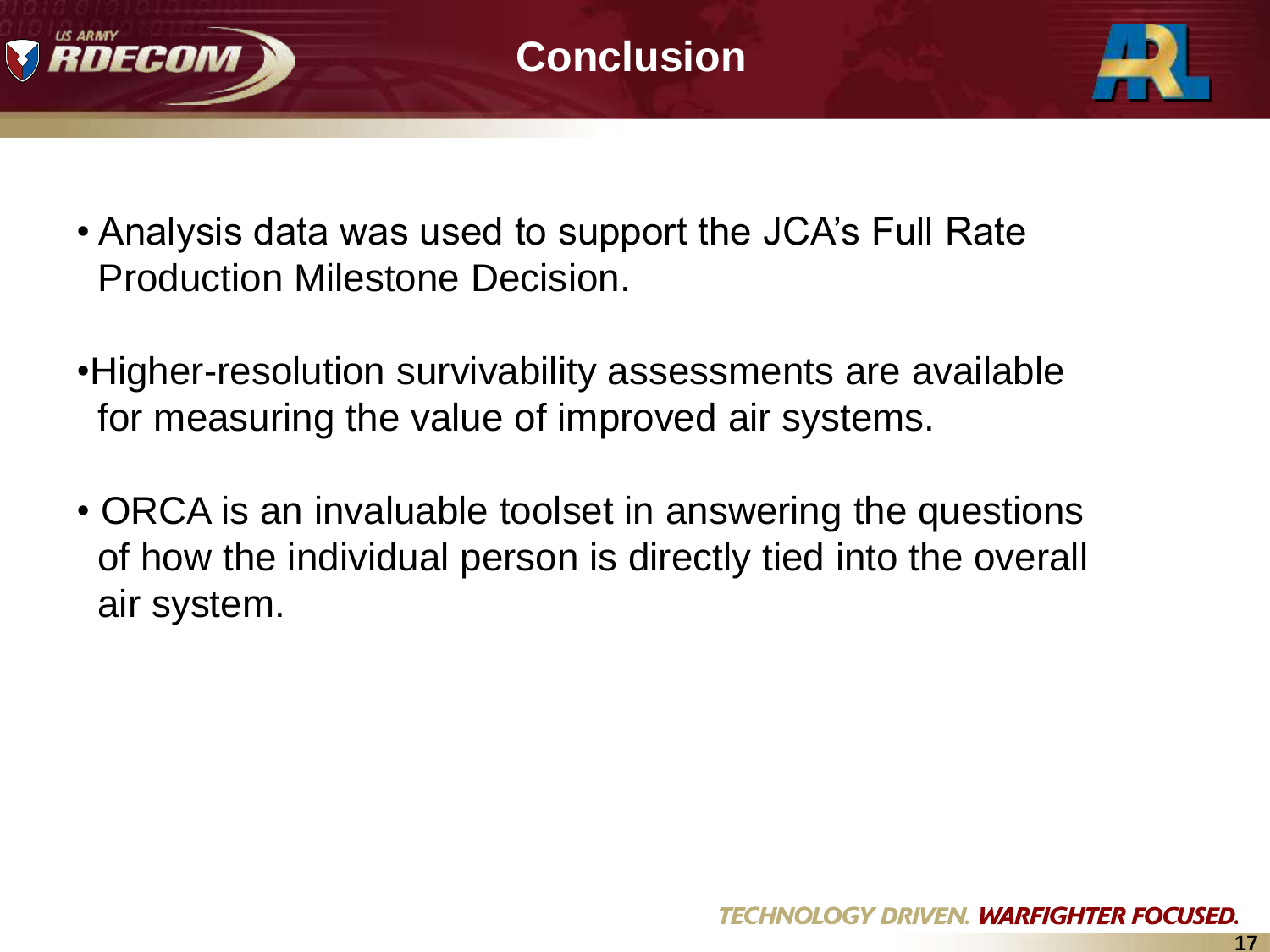# Conclusion

- Analysis data was used to support the JCA's Full Rate Production Milestone Decision.
- Higher-resolution survivability assessments are available for measuring the value of improved air systems.
- ORCA is an invaluable toolset in answering the questions of how the individual person is directly tied into the overall air system.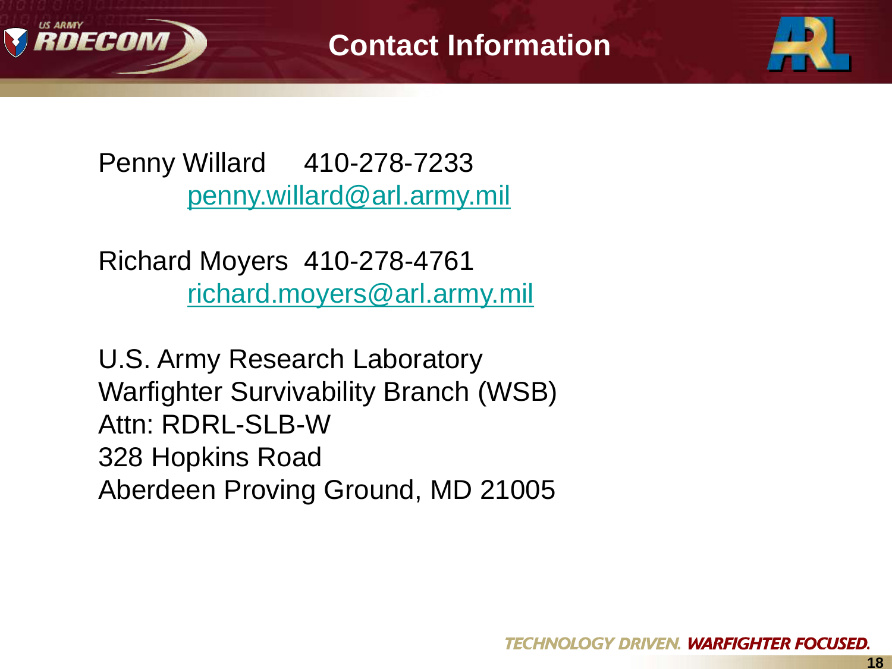# Contact Information

Penny Willard 410-278-7233
penny.willard@arl.army.mil

Richard Moyers 410-278-4761
richard.moyers@arl.army.mil

U.S. Army Research Laboratory
Warfighter Survivability Branch (WSB)
Attn: RDRL-SLB-W
328 Hopkins Road
Aberdeen Proving Ground, MD 21005